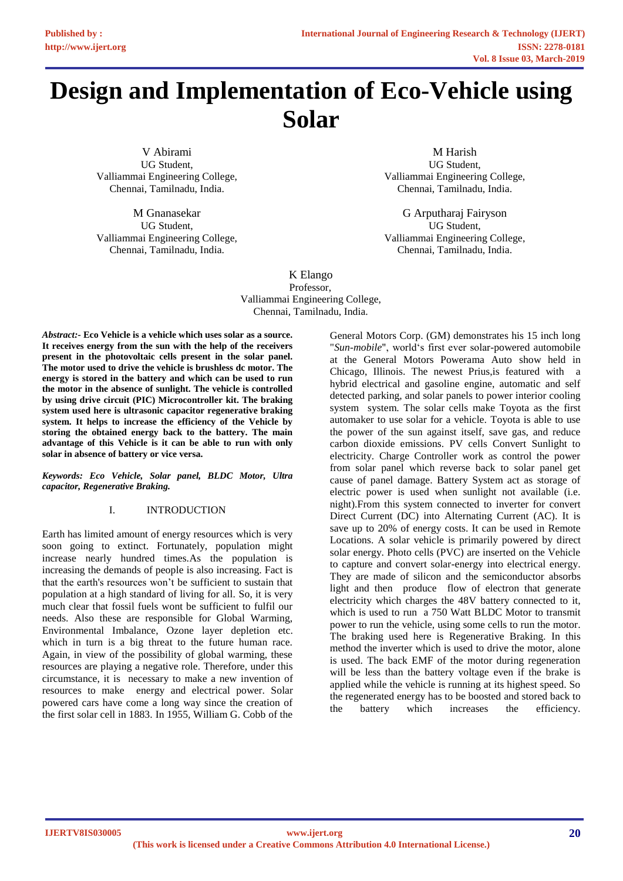# Design and Implementation of Eco-Vehicle using Solar

V Abirami
UG Student,
Valliammai Engineering College,
Chennai, Tamilnadu, India.

M Harish
UG Student,
Valliammai Engineering College,
Chennai, Tamilnadu, India.

M Gnanasekar
UG Student,
Valliammai Engineering College,
Chennai, Tamilnadu, India.

G Arputharaj Fairyson
UG Student,
Valliammai Engineering College,
Chennai, Tamilnadu, India.

K Elango
Professor,
Valliammai Engineering College,
Chennai, Tamilnadu, India.

***Abstract:-*** **Eco Vehicle is a vehicle which uses solar as a source. It receives energy from the sun with the help of the receivers present in the photovoltaic cells present in the solar panel. The motor used to drive the vehicle is brushless dc motor. The energy is stored in the battery and which can be used to run the motor in the absence of sunlight. The vehicle is controlled by using drive circuit (PIC) Microcontroller kit. The braking system used here is ultrasonic capacitor regenerative braking system. It helps to increase the efficiency of the Vehicle by storing the obtained energy back to the battery. The main advantage of this Vehicle is it can be able to run with only solar in absence of battery or vice versa.**

***Keywords: Eco Vehicle, Solar panel, BLDC Motor, Ultra capacitor, Regenerative Braking.***

## I. INTRODUCTION

Earth has limited amount of energy resources which is very soon going to extinct. Fortunately, population might increase nearly hundred times.As the population is increasing the demands of people is also increasing. Fact is that the earth's resources won't be sufficient to sustain that population at a high standard of living for all. So, it is very much clear that fossil fuels wont be sufficient to fulfil our needs. Also these are responsible for Global Warming, Environmental Imbalance, Ozone layer depletion etc. which in turn is a big threat to the future human race. Again, in view of the possibility of global warming, these resources are playing a negative role. Therefore, under this circumstance, it is necessary to make a new invention of resources to make energy and electrical power. Solar powered cars have come a long way since the creation of the first solar cell in 1883. In 1955, William G. Cobb of the General Motors Corp. (GM) demonstrates his 15 inch long "*Sun-mobile*", world's first ever solar-powered automobile at the General Motors Powerama Auto show held in Chicago, Illinois. The newest Prius,is featured with a hybrid electrical and gasoline engine, automatic and self detected parking, and solar panels to power interior cooling system system. The solar cells make Toyota as the first automaker to use solar for a vehicle. Toyota is able to use the power of the sun against itself, save gas, and reduce carbon dioxide emissions. PV cells Convert Sunlight to electricity. Charge Controller work as control the power from solar panel which reverse back to solar panel get cause of panel damage. Battery System act as storage of electric power is used when sunlight not available (i.e. night).From this system connected to inverter for convert Direct Current (DC) into Alternating Current (AC). It is save up to 20% of energy costs. It can be used in Remote Locations. A solar vehicle is primarily powered by direct solar energy. Photo cells (PVC) are inserted on the Vehicle to capture and convert solar-energy into electrical energy. They are made of silicon and the semiconductor absorbs light and then produce flow of electron that generate electricity which charges the 48V battery connected to it, which is used to run a 750 Watt BLDC Motor to transmit power to run the vehicle, using some cells to run the motor. The braking used here is Regenerative Braking. In this method the inverter which is used to drive the motor, alone is used. The back EMF of the motor during regeneration will be less than the battery voltage even if the brake is applied while the vehicle is running at its highest speed. So the regenerated energy has to be boosted and stored back to the battery which increases the efficiency.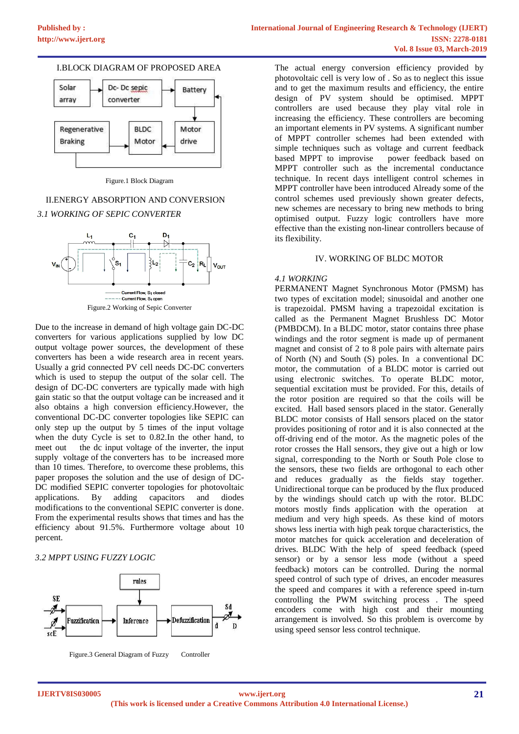## I.BLOCK DIAGRAM OF PROPOSED AREA

Figure.1 Block Diagram

## II.ENERGY ABSORPTION AND CONVERSION

### *3.1 WORKING OF SEPIC CONVERTER*

Figure.2 Working of Sepic Converter

Due to the increase in demand of high voltage gain DC-DC converters for various applications supplied by low DC output voltage power sources, the development of these converters has been a wide research area in recent years. Usually a grid connected PV cell needs DC-DC converters which is used to stepup the output of the solar cell. The design of DC-DC converters are typically made with high gain static so that the output voltage can be increased and it also obtains a high conversion efficiency.However, the conventional DC-DC converter topologies like SEPIC can only step up the output by 5 times of the input voltage when the duty Cycle is set to 0.82.In the other hand, to meet out the dc input voltage of the inverter, the input supply voltage of the converters has to be increased more than 10 times. Therefore, to overcome these problems, this paper proposes the solution and the use of design of DC-DC modified SEPIC converter topologies for photovoltaic applications. By adding capacitors and diodes modifications to the conventional SEPIC converter is done. From the experimental results shows that times and has the efficiency about 91.5%. Furthermore voltage about 10 percent.

### *3.2 MPPT USING FUZZY LOGIC*

Figure.3 General Diagram of Fuzzy Controller

The actual energy conversion efficiency provided by photovoltaic cell is very low of . So as to neglect this issue and to get the maximum results and efficiency, the entire design of PV system should be optimised. MPPT controllers are used because they play vital role in increasing the efficiency. These controllers are becoming an important elements in PV systems. A significant number of MPPT controller schemes had been extended with simple techniques such as voltage and current feedback based MPPT to improvise power feedback based on MPPT controller such as the incremental conductance technique. In recent days intelligent control schemes in MPPT controller have been introduced Already some of the control schemes used previously shown greater defects, new schemes are necessary to bring new methods to bring optimised output. Fuzzy logic controllers have more effective than the existing non-linear controllers because of its flexibility.

## IV. WORKING OF BLDC MOTOR

### *4.1 WORKING*

PERMANENT Magnet Synchronous Motor (PMSM) has two types of excitation model; sinusoidal and another one is trapezoidal. PMSM having a trapezoidal excitation is called as the Permanent Magnet Brushless DC Motor (PMBDCM). In a BLDC motor, stator contains three phase windings and the rotor segment is made up of permanent magnet and consist of 2 to 8 pole pairs with alternate pairs of North (N) and South (S) poles. In a conventional DC motor, the commutation of a BLDC motor is carried out using electronic switches. To operate BLDC motor, sequential excitation must be provided. For this, details of the rotor position are required so that the coils will be excited. Hall based sensors placed in the stator. Generally BLDC motor consists of Hall sensors placed on the stator provides positioning of rotor and it is also connected at the off-driving end of the motor. As the magnetic poles of the rotor crosses the Hall sensors, they give out a high or low signal, corresponding to the North or South Pole close to the sensors, these two fields are orthogonal to each other and reduces gradually as the fields stay together. Unidirectional torque can be produced by the flux produced by the windings should catch up with the rotor. BLDC motors mostly finds application with the operation at medium and very high speeds. As these kind of motors shows less inertia with high peak torque characteristics, the motor matches for quick acceleration and deceleration of drives. BLDC With the help of speed feedback (speed sensor) or by a sensor less mode (without a speed feedback) motors can be controlled. During the normal speed control of such type of drives, an encoder measures the speed and compares it with a reference speed in-turn controlling the PWM switching process . The speed encoders come with high cost and their mounting arrangement is involved. So this problem is overcome by using speed sensor less control technique.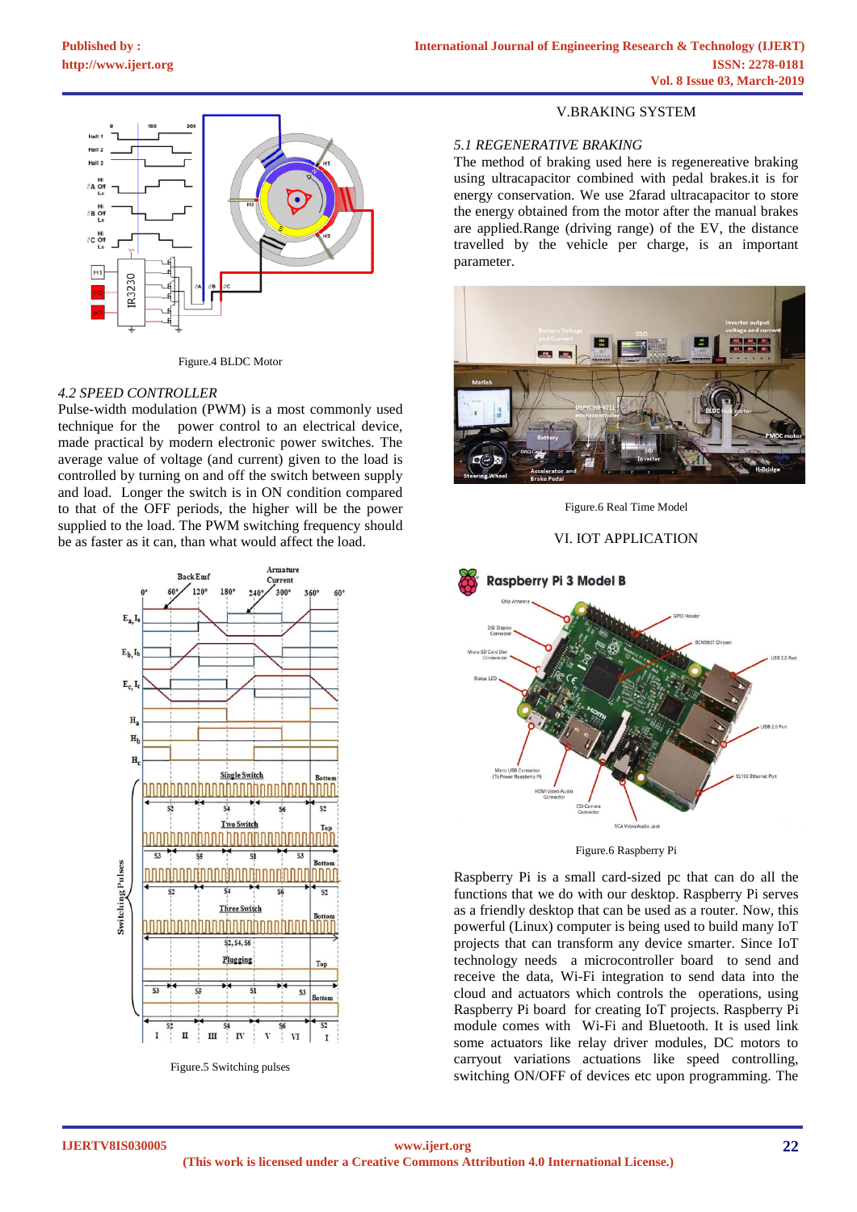Figure.4 BLDC Motor

### 4.2 SPEED CONTROLLER

Pulse-width modulation (PWM) is a most commonly used technique for the power control to an electrical device, made practical by modern electronic power switches. The average value of voltage (and current) given to the load is controlled by turning on and off the switch between supply and load. Longer the switch is in ON condition compared to that of the OFF periods, the higher will be the power supplied to the load. The PWM switching frequency should be as faster as it can, than what would affect the load.

Figure.5 Switching pulses

## V.BRAKING SYSTEM

### 5.1 REGENERATIVE BRAKING

The method of braking used here is regenereative braking using ultracapacitor combined with pedal brakes.it is for energy conservation. We use 2farad ultracapacitor to store the energy obtained from the motor after the manual brakes are applied.Range (driving range) of the EV, the distance travelled by the vehicle per charge, is an important parameter.

Figure.6 Real Time Model

## VI. IOT APPLICATION

Figure.6 Raspberry Pi

Raspberry Pi is a small card-sized pc that can do all the functions that we do with our desktop. Raspberry Pi serves as a friendly desktop that can be used as a router. Now, this powerful (Linux) computer is being used to build many IoT projects that can transform any device smarter. Since IoT technology needs a microcontroller board to send and receive the data, Wi-Fi integration to send data into the cloud and actuators which controls the operations, using Raspberry Pi board for creating IoT projects. Raspberry Pi module comes with Wi-Fi and Bluetooth. It is used link some actuators like relay driver modules, DC motors to carryout variations actuations like speed controlling, switching ON/OFF of devices etc upon programming. The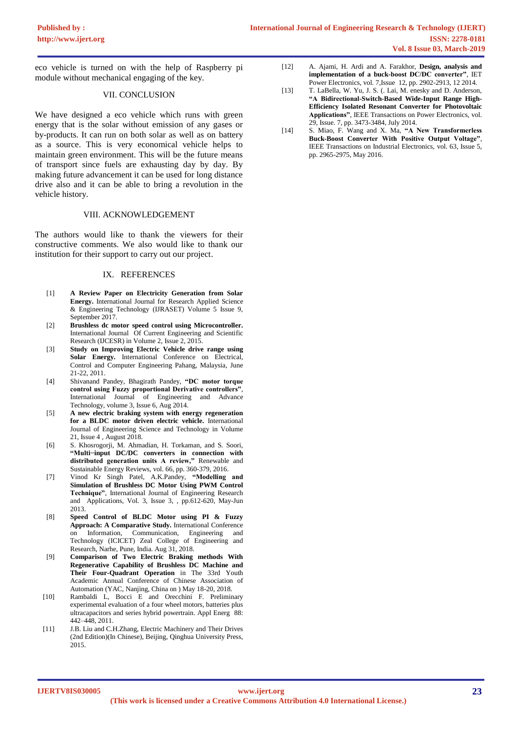eco vehicle is turned on with the help of Raspberry pi module without mechanical engaging of the key.

## VII. CONCLUSION

We have designed a eco vehicle which runs with green energy that is the solar without emission of any gases or by-products. It can run on both solar as well as on battery as a source. This is very economical vehicle helps to maintain green environment. This will be the future means of transport since fuels are exhausting day by day. By making future advancement it can be used for long distance drive also and it can be able to bring a revolution in the vehicle history.

## VIII. ACKNOWLEDGEMENT

The authors would like to thank the viewers for their constructive comments. We also would like to thank our institution for their support to carry out our project.

## IX. REFERENCES

[1] **A Review Paper on Electricity Generation from Solar Energy.** International Journal for Research Applied Science & Engineering Technology (IJRASET) Volume 5 Issue 9, September 2017.

[2] **Brushless dc motor speed control using Microcontroller.** International Journal Of Current Engineering and Scientific Research (IJCESR) in Volume 2, Issue 2, 2015.

[3] **Study on Improving Electric Vehicle drive range using Solar Energy.** International Conference on Electrical, Control and Computer Engineering Pahang, Malaysia, June 21-22, 2011.

[4] Shivanand Pandey, Bhagirath Pandey, **"DC motor torque control using Fuzzy proportional Derivative controllers"**, International Journal of Engineering and Advance Technology, volume 3, Issue 6, Aug 2014.

[5] **A new electric braking system with energy regeneration for a BLDC motor driven electric vehicle.** International Journal of Engineering Science and Technology in Volume 21, Issue 4 , August 2018.

[6] S. Khosrogorji, M. Ahmadian, H. Torkaman, and S. Soori, **"Multi‑input DC/DC converters in connection with distributed generation units A review,"** Renewable and Sustainable Energy Reviews, vol. 66, pp. 360-379, 2016.

[7] Vinod Kr Singh Patel, A.K.Pandey, **"Modelling and Simulation of Brushless DC Motor Using PWM Control Technique"**, International Journal of Engineering Research and Applications, Vol. 3, Issue 3, , pp.612-620, May-Jun 2013.

[8] **Speed Control of BLDC Motor using PI & Fuzzy Approach: A Comparative Study.** International Conference on Information, Communication, Engineering and Technology (ICICET) Zeal College of Engineering and Research, Narhe, Pune, India. Aug 31, 2018.

[9] **Comparison of Two Electric Braking methods With Regenerative Capability of Brushless DC Machine and Their Four-Quadrant Operation** in The 33rd Youth Academic Annual Conference of Chinese Association of Automation (YAC, Nanjing, China on ) May 18-20, 2018.

[10] Rambaldi L, Bocci E and Orecchini F. Preliminary experimental evaluation of a four wheel motors, batteries plus ultracapacitors and series hybrid powertrain. Appl Energ 88: 442–448, 2011.

[11] J.B. Liu and C.H.Zhang, Electric Machinery and Their Drives (2nd Edition)(In Chinese), Beijing, Qinghua University Press, 2015.

[12] A. Ajami, H. Ardi and A. Farakhor, **Design, analysis and implementation of a buck-boost DC/DC converter"**, IET Power Electronics, vol. 7,Issue 12, pp. 2902-2913, 12 2014.

[13] T. LaBella, W. Yu, J. S. (. Lai, M. enesky and D. Anderson, **"A Bidirectional-Switch-Based Wide-Input Range High-Efficiency Isolated Resonant Converter for Photovoltaic Applications"**, IEEE Transactions on Power Electronics, vol. 29, Issue. 7, pp. 3473-3484, July 2014.

[14] S. Miao, F. Wang and X. Ma, **"A New Transformerless Buck-Boost Converter With Positive Output Voltage"**, IEEE Transactions on Industrial Electronics, vol. 63, Issue 5, pp. 2965-2975, May 2016.